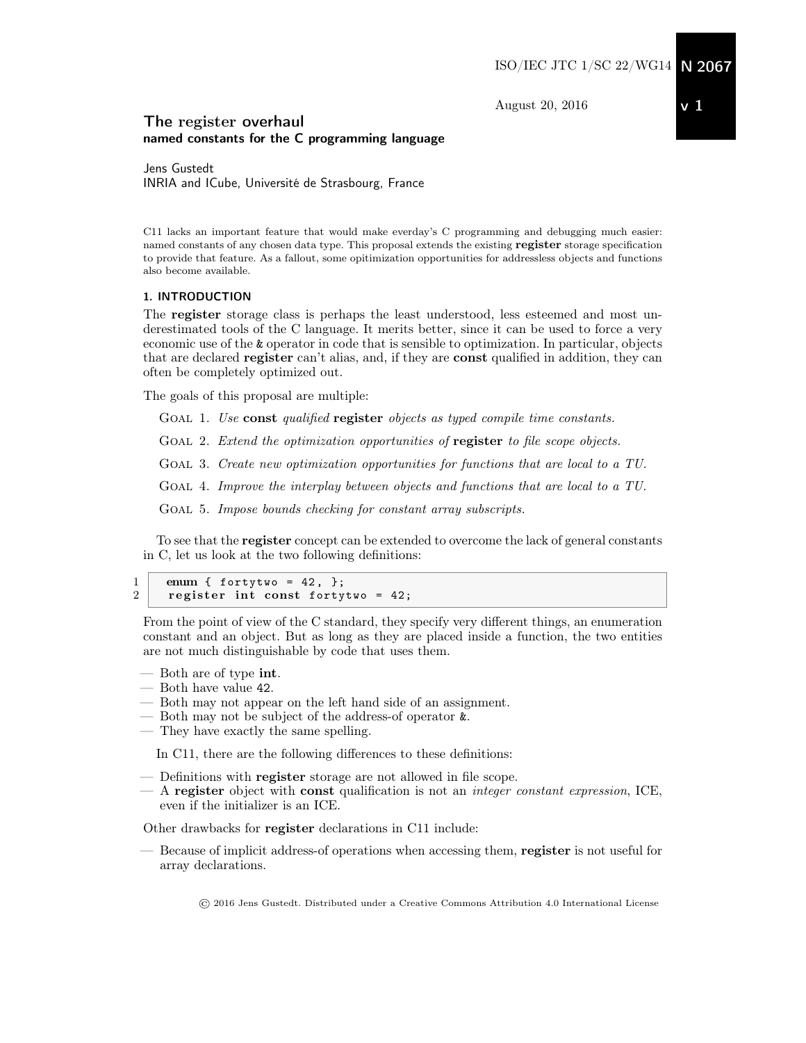ISO/IEC JTC 1/SC 22/WG14 **N 2067**

August 20, 2016 **v 1**

# The register overhaul
**named constants for the C programming language**

Jens Gustedt
INRIA and ICube, Université de Strasbourg, France

C11 lacks an important feature that would make everday's C programming and debugging much easier: named constants of any chosen data type. This proposal extends the existing **register** storage specification to provide that feature. As a fallout, some opitimization opportunities for addressless objects and functions also become available.

## 1. INTRODUCTION

The **register** storage class is perhaps the least understood, less esteemed and most underestimated tools of the C language. It merits better, since it can be used to force a very economic use of the & operator in code that is sensible to optimization. In particular, objects that are declared **register** can't alias, and, if they are **const** qualified in addition, they can often be completely optimized out.

The goals of this proposal are multiple:

GOAL 1. *Use* **const** *qualified* **register** *objects as typed compile time constants.*

GOAL 2. *Extend the optimization opportunities of* **register** *to file scope objects.*

GOAL 3. *Create new optimization opportunities for functions that are local to a TU.*

GOAL 4. *Improve the interplay between objects and functions that are local to a TU.*

GOAL 5. *Impose bounds checking for constant array subscripts.*

To see that the **register** concept can be extended to overcome the lack of general constants in C, let us look at the two following definitions:

```
enum { fortytwo = 42, };
register int const fortytwo = 42;
```

From the point of view of the C standard, they specify very different things, an enumeration constant and an object. But as long as they are placed inside a function, the two entities are not much distinguishable by code that uses them.

- Both are of type **int**.
- Both have value 42.
- Both may not appear on the left hand side of an assignment.
- Both may not be subject of the address-of operator &.
- They have exactly the same spelling.

In C11, there are the following differences to these definitions:

- Definitions with **register** storage are not allowed in file scope.
- A **register** object with **const** qualification is not an *integer constant expression*, ICE, even if the initializer is an ICE.

Other drawbacks for **register** declarations in C11 include:

- Because of implicit address-of operations when accessing them, **register** is not useful for array declarations.

© 2016 Jens Gustedt. Distributed under a Creative Commons Attribution 4.0 International License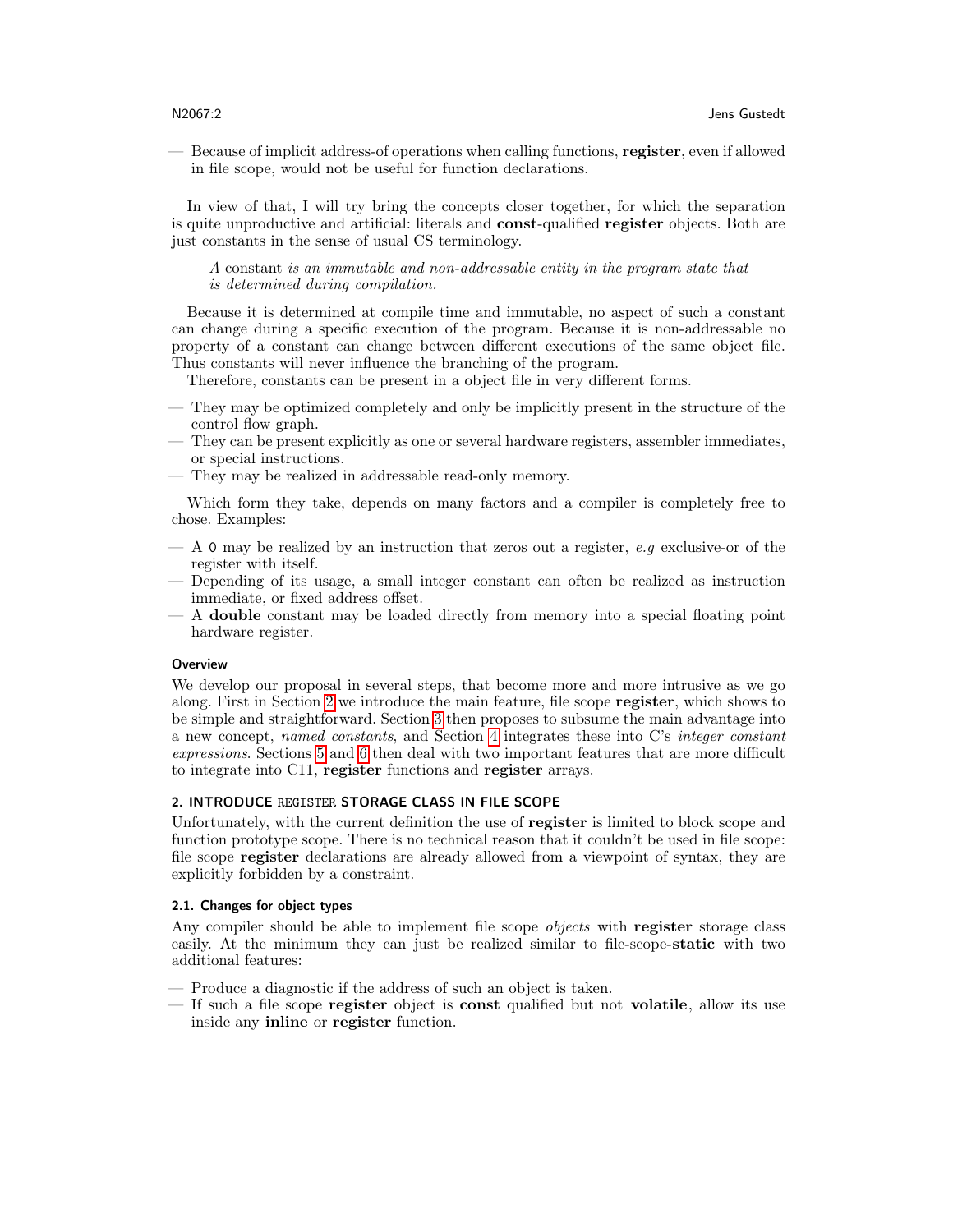— Because of implicit address-of operations when calling functions, **register**, even if allowed in file scope, would not be useful for function declarations.

In view of that, I will try bring the concepts closer together, for which the separation is quite unproductive and artificial: literals and **const**-qualified **register** objects. Both are just constants in the sense of usual CS terminology.

> A constant *is an immutable and non-addressable entity in the program state that is determined during compilation.*

Because it is determined at compile time and immutable, no aspect of such a constant can change during a specific execution of the program. Because it is non-addressable no property of a constant can change between different executions of the same object file. Thus constants will never influence the branching of the program.

Therefore, constants can be present in a object file in very different forms.

— They may be optimized completely and only be implicitly present in the structure of the control flow graph.
— They can be present explicitly as one or several hardware registers, assembler immediates, or special instructions.
— They may be realized in addressable read-only memory.

Which form they take, depends on many factors and a compiler is completely free to chose. Examples:

— A `0` may be realized by an instruction that zeros out a register, *e.g* exclusive-or of the register with itself.
— Depending of its usage, a small integer constant can often be realized as instruction immediate, or fixed address offset.
— A **double** constant may be loaded directly from memory into a special floating point hardware register.

### Overview

We develop our proposal in several steps, that become more and more intrusive as we go along. First in Section 2 we introduce the main feature, file scope **register**, which shows to be simple and straightforward. Section 3 then proposes to subsume the main advantage into a new concept, *named constants*, and Section 4 integrates these into C's *integer constant expressions*. Sections 5 and 6 then deal with two important features that are more difficult to integrate into C11, **register** functions and **register** arrays.

## 2. INTRODUCE REGISTER STORAGE CLASS IN FILE SCOPE

Unfortunately, with the current definition the use of **register** is limited to block scope and function prototype scope. There is no technical reason that it couldn't be used in file scope: file scope **register** declarations are already allowed from a viewpoint of syntax, they are explicitly forbidden by a constraint.

### 2.1. Changes for object types

Any compiler should be able to implement file scope *objects* with **register** storage class easily. At the minimum they can just be realized similar to file-scope-**static** with two additional features:

— Produce a diagnostic if the address of such an object is taken.
— If such a file scope **register** object is **const** qualified but not **volatile**, allow its use inside any **inline** or **register** function.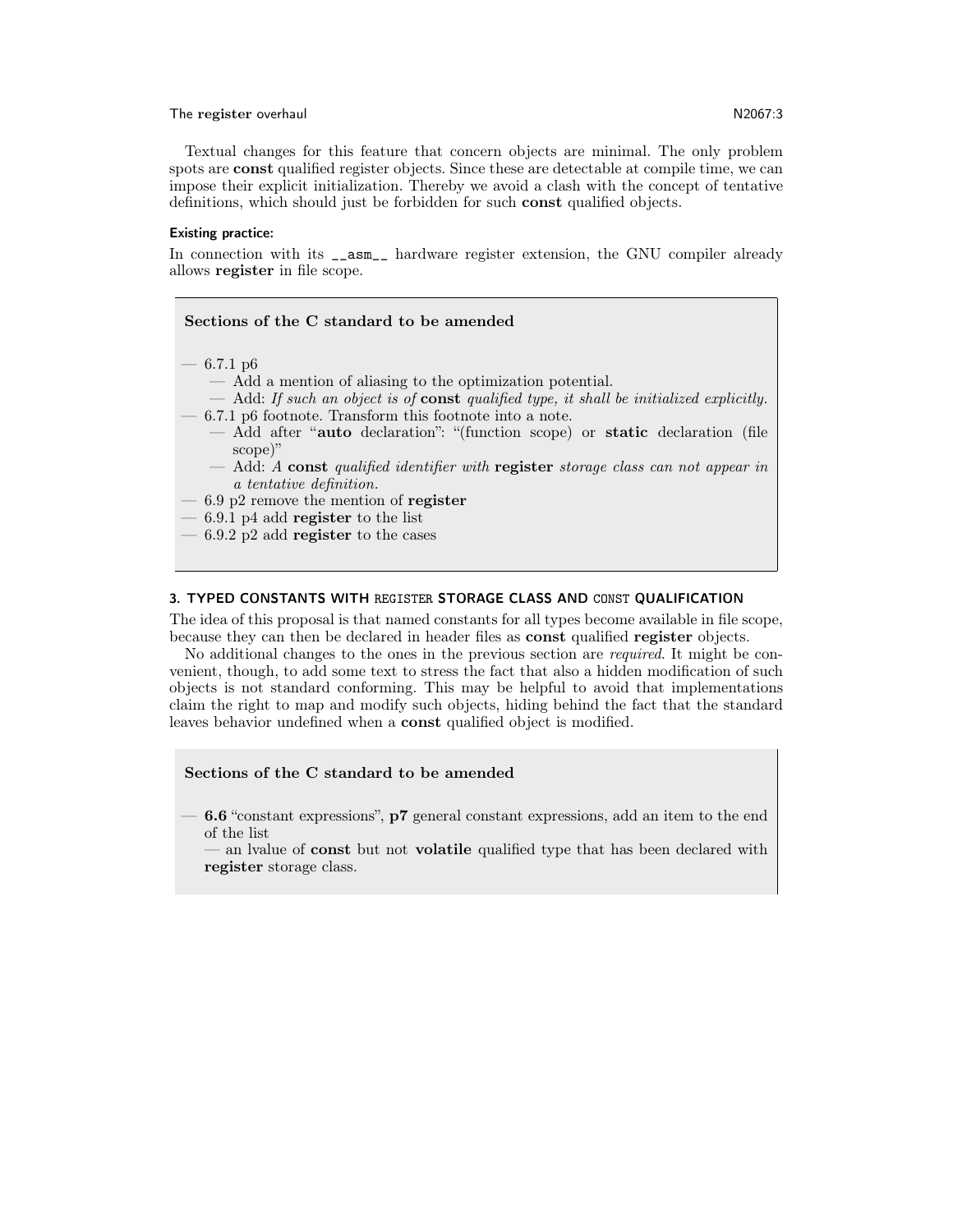Textual changes for this feature that concern objects are minimal. The only problem spots are **const** qualified register objects. Since these are detectable at compile time, we can impose their explicit initialization. Thereby we avoid a clash with the concept of tentative definitions, which should just be forbidden for such **const** qualified objects.

#### Existing practice:

In connection with its `__asm__` hardware register extension, the GNU compiler already allows **register** in file scope.

> **Sections of the C standard to be amended**
>
> — 6.7.1 p6
> — Add a mention of aliasing to the optimization potential.
> — Add: *If such an object is of* **const** *qualified type, it shall be initialized explicitly.*
>
> — 6.7.1 p6 footnote. Transform this footnote into a note.
> — Add after "**auto** declaration": "(function scope) or **static** declaration (file scope)"
> — Add: *A* **const** *qualified identifier with* **register** *storage class can not appear in a tentative definition.*
>
> — 6.9 p2 remove the mention of **register**
> — 6.9.1 p4 add **register** to the list
> — 6.9.2 p2 add **register** to the cases

### 3. TYPED CONSTANTS WITH REGISTER STORAGE CLASS AND CONST QUALIFICATION

The idea of this proposal is that named constants for all types become available in file scope, because they can then be declared in header files as **const** qualified **register** objects.

No additional changes to the ones in the previous section are *required*. It might be convenient, though, to add some text to stress the fact that also a hidden modification of such objects is not standard conforming. This may be helpful to avoid that implementations claim the right to map and modify such objects, hiding behind the fact that the standard leaves behavior undefined when a **const** qualified object is modified.

> **Sections of the C standard to be amended**
>
> — **6.6** "constant expressions", **p7** general constant expressions, add an item to the end of the list
> — an lvalue of **const** but not **volatile** qualified type that has been declared with **register** storage class.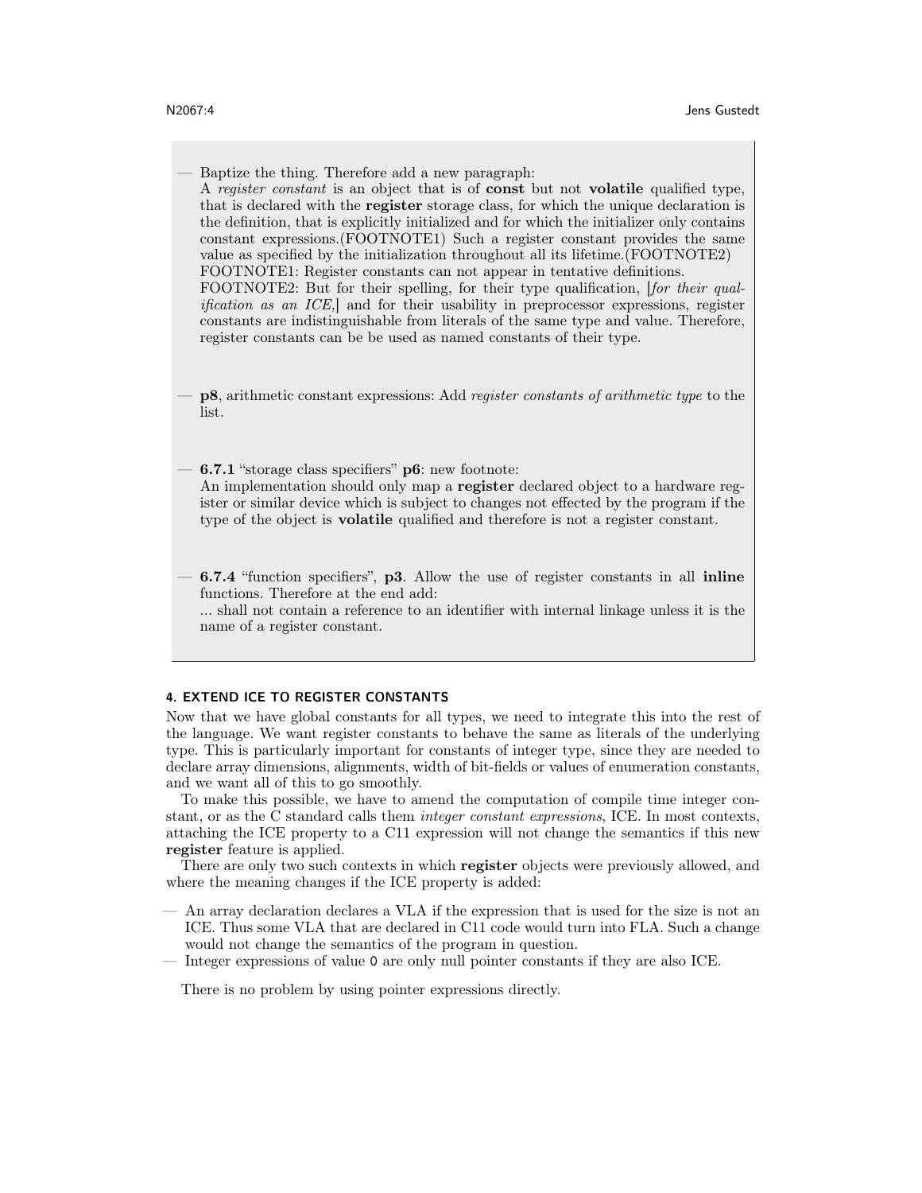- Baptize the thing. Therefore add a new paragraph:
  A *register constant* is an object that is of **const** but not **volatile** qualified type, that is declared with the **register** storage class, for which the unique declaration is the definition, that is explicitly initialized and for which the initializer only contains constant expressions.(FOOTNOTE1) Such a register constant provides the same value as specified by the initialization throughout all its lifetime.(FOOTNOTE2)
  FOOTNOTE1: Register constants can not appear in tentative definitions.
  FOOTNOTE2: But for their spelling, for their type qualification, [*for their qualification as an ICE,*] and for their usability in preprocessor expressions, register constants are indistinguishable from literals of the same type and value. Therefore, register constants can be be used as named constants of their type.

- **p8**, arithmetic constant expressions: Add *register constants of arithmetic type* to the list.

- **6.7.1** "storage class specifiers" **p6**: new footnote:
  An implementation should only map a **register** declared object to a hardware register or similar device which is subject to changes not effected by the program if the type of the object is **volatile** qualified and therefore is not a register constant.

- **6.7.4** "function specifiers", **p3**. Allow the use of register constants in all **inline** functions. Therefore at the end add:
  ... shall not contain a reference to an identifier with internal linkage unless it is the name of a register constant.

## 4. EXTEND ICE TO REGISTER CONSTANTS

Now that we have global constants for all types, we need to integrate this into the rest of the language. We want register constants to behave the same as literals of the underlying type. This is particularly important for constants of integer type, since they are needed to declare array dimensions, alignments, width of bit-fields or values of enumeration constants, and we want all of this to go smoothly.

To make this possible, we have to amend the computation of compile time integer constant, or as the C standard calls them *integer constant expressions*, ICE. In most contexts, attaching the ICE property to a C11 expression will not change the semantics if this new **register** feature is applied.

There are only two such contexts in which **register** objects were previously allowed, and where the meaning changes if the ICE property is added:

- An array declaration declares a VLA if the expression that is used for the size is not an ICE. Thus some VLA that are declared in C11 code would turn into FLA. Such a change would not change the semantics of the program in question.
- Integer expressions of value `0` are only null pointer constants if they are also ICE.

There is no problem by using pointer expressions directly.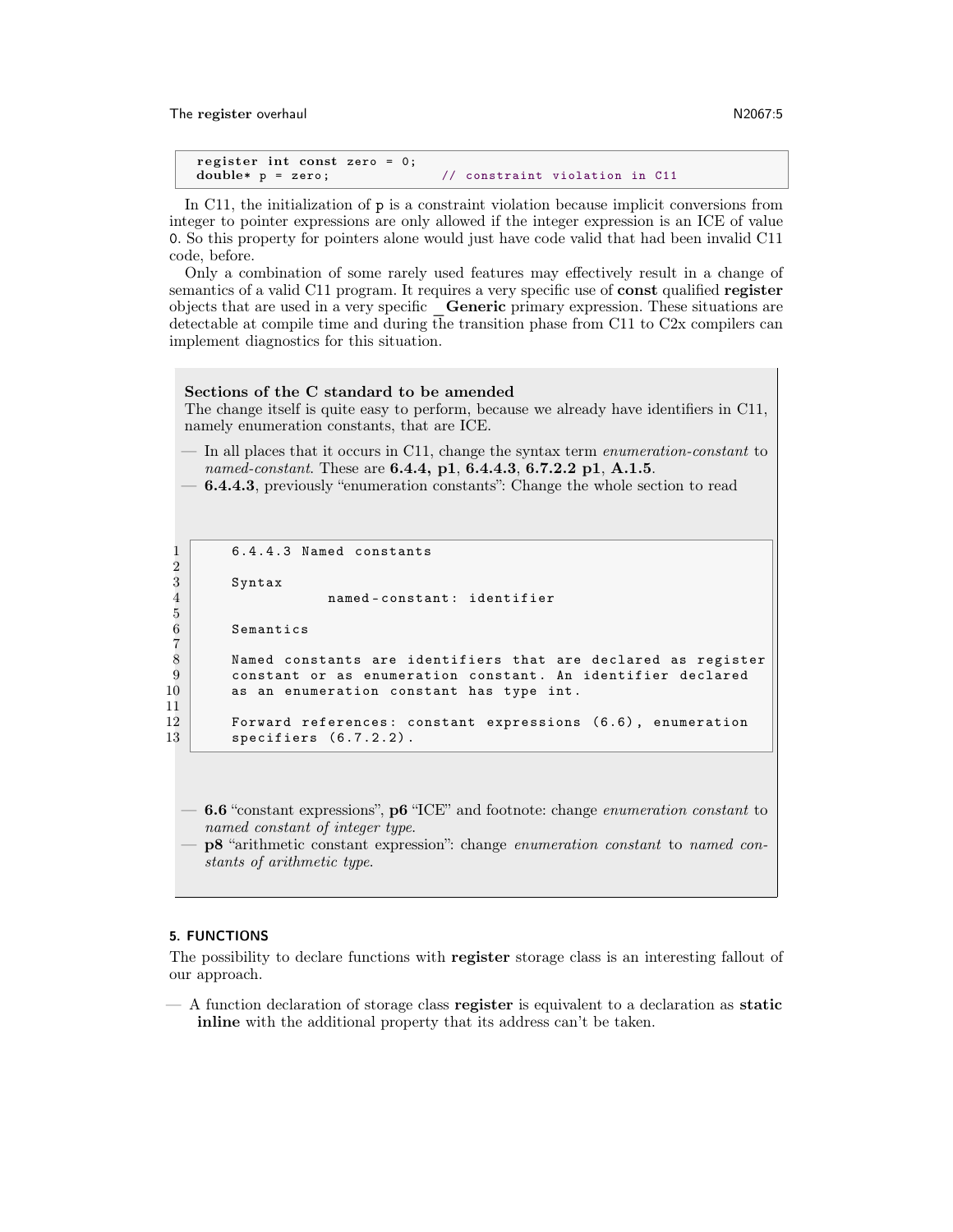```
register int const zero = 0;
double* p = zero;            // constraint violation in C11
```

In C11, the initialization of p is a constraint violation because implicit conversions from integer to pointer expressions are only allowed if the integer expression is an ICE of value 0. So this property for pointers alone would just have code valid that had been invalid C11 code, before.

Only a combination of some rarely used features may effectively result in a change of semantics of a valid C11 program. It requires a very specific use of **const** qualified **register** objects that are used in a very specific **_Generic** primary expression. These situations are detectable at compile time and during the transition phase from C11 to C2x compilers can implement diagnostics for this situation.

**Sections of the C standard to be amended**

The change itself is quite easy to perform, because we already have identifiers in C11, namely enumeration constants, that are ICE.

- In all places that it occurs in C11, change the syntax term *enumeration-constant* to *named-constant*. These are **6.4.4, p1**, **6.4.4.3**, **6.7.2.2 p1**, **A.1.5**.
- **6.4.4.3**, previously "enumeration constants": Change the whole section to read

```
6.4.4.3 Named constants

Syntax
          named-constant: identifier

Semantics

Named constants are identifiers that are declared as register
constant or as enumeration constant. An identifier declared
as an enumeration constant has type int.

Forward references: constant expressions (6.6), enumeration
specifiers (6.7.2.2).
```

- **6.6** "constant expressions", **p6** "ICE" and footnote: change *enumeration constant* to *named constant of integer type*.
- **p8** "arithmetic constant expression": change *enumeration constant* to *named constants of arithmetic type*.

## 5. FUNCTIONS

The possibility to declare functions with **register** storage class is an interesting fallout of our approach.

- A function declaration of storage class **register** is equivalent to a declaration as **static inline** with the additional property that its address can't be taken.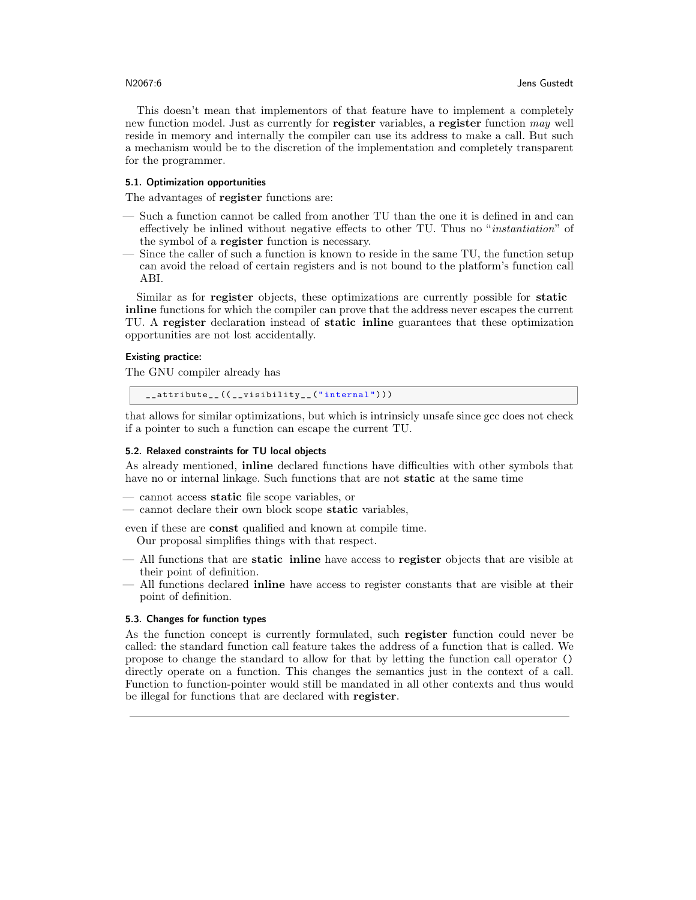This doesn't mean that implementors of that feature have to implement a completely new function model. Just as currently for **register** variables, a **register** function *may* well reside in memory and internally the compiler can use its address to make a call. But such a mechanism would be to the discretion of the implementation and completely transparent for the programmer.

### 5.1. Optimization opportunities

The advantages of **register** functions are:

- Such a function cannot be called from another TU than the one it is defined in and can effectively be inlined without negative effects to other TU. Thus no "*instantiation*" of the symbol of a **register** function is necessary.
- Since the caller of such a function is known to reside in the same TU, the function setup can avoid the reload of certain registers and is not bound to the platform's function call ABI.

Similar as for **register** objects, these optimizations are currently possible for **static inline** functions for which the compiler can prove that the address never escapes the current TU. A **register** declaration instead of **static inline** guarantees that these optimization opportunities are not lost accidentally.

#### Existing practice:

The GNU compiler already has

```
__attribute__((__visibility__("internal")))
```

that allows for similar optimizations, but which is intrinsicly unsafe since gcc does not check if a pointer to such a function can escape the current TU.

### 5.2. Relaxed constraints for TU local objects

As already mentioned, **inline** declared functions have difficulties with other symbols that have no or internal linkage. Such functions that are not **static** at the same time

- cannot access **static** file scope variables, or
- cannot declare their own block scope **static** variables,

even if these are **const** qualified and known at compile time.

Our proposal simplifies things with that respect.

- All functions that are **static inline** have access to **register** objects that are visible at their point of definition.
- All functions declared **inline** have access to register constants that are visible at their point of definition.

### 5.3. Changes for function types

As the function concept is currently formulated, such **register** function could never be called: the standard function call feature takes the address of a function that is called. We propose to change the standard to allow for that by letting the function call operator () directly operate on a function. This changes the semantics just in the context of a call. Function to function-pointer would still be mandated in all other contexts and thus would be illegal for functions that are declared with **register**.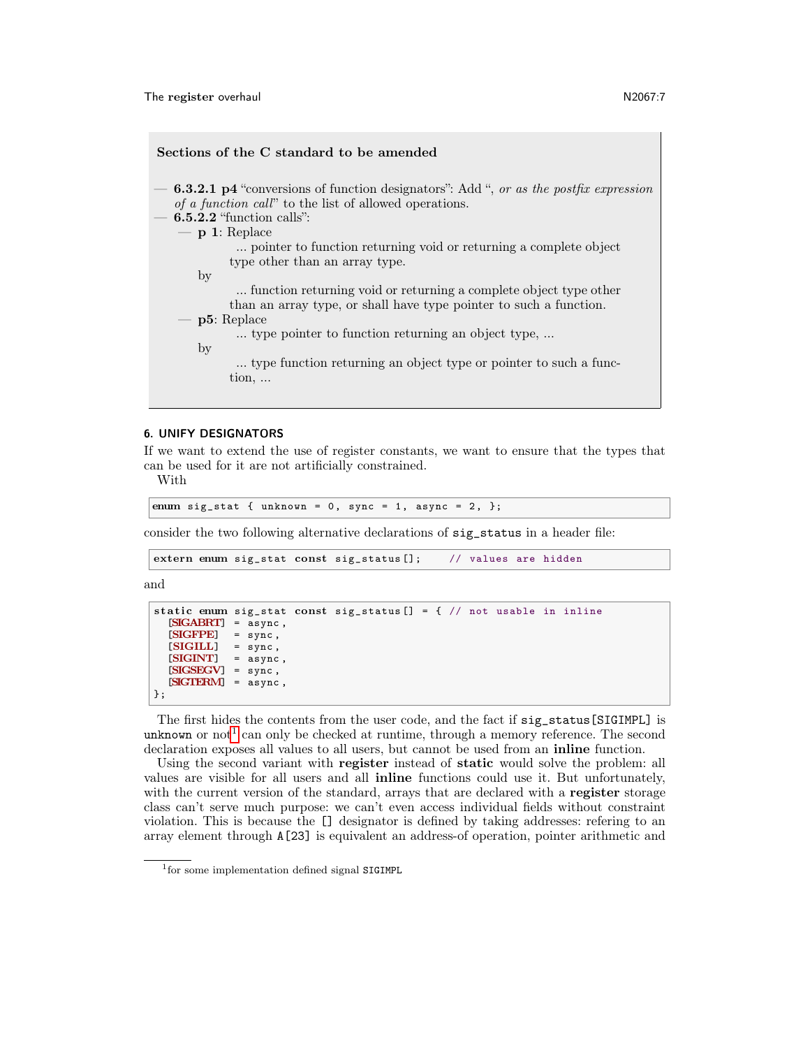**Sections of the C standard to be amended**

- **6.3.2.1 p4** "conversions of function designators": Add ", *or as the postfix expression of a function call*" to the list of allowed operations.
- **6.5.2.2** "function calls":
  - **p 1**: Replace

    > ... pointer to function returning void or returning a complete object type other than an array type.

    by

    > ... function returning void or returning a complete object type other than an array type, or shall have type pointer to such a function.
  - **p5**: Replace

    > ... type pointer to function returning an object type, ...

    by

    > ... type function returning an object type or pointer to such a function, ...

## 6. UNIFY DESIGNATORS

If we want to extend the use of register constants, we want to ensure that the types that can be used for it are not artificially constrained.

With

```
enum sig_stat { unknown = 0, sync = 1, async = 2, };
```

consider the two following alternative declarations of `sig_status` in a header file:

```
extern enum sig_stat const sig_status[];    // values are hidden
```

and

```
static enum sig_stat const sig_status[] = { // not usable in inline
  [SIGABRT] = async,
  [SIGFPE]  = sync,
  [SIGILL]  = sync,
  [SIGINT]  = async,
  [SIGSEGV] = sync,
  [SIGTERM] = async,
};
```

The first hides the contents from the user code, and the fact if `sig_status[SIGIMPL]` is `unknown` or not[1] can only be checked at runtime, through a memory reference. The second declaration exposes all values to all users, but cannot be used from an **inline** function.

Using the second variant with **register** instead of **static** would solve the problem: all values are visible for all users and all **inline** functions could use it. But unfortunately, with the current version of the standard, arrays that are declared with a **register** storage class can't serve much purpose: we can't even access individual fields without constraint violation. This is because the `[]` designator is defined by taking addresses: refering to an array element through `A[23]` is equivalent an address-of operation, pointer arithmetic and

[1] for some implementation defined signal `SIGIMPL`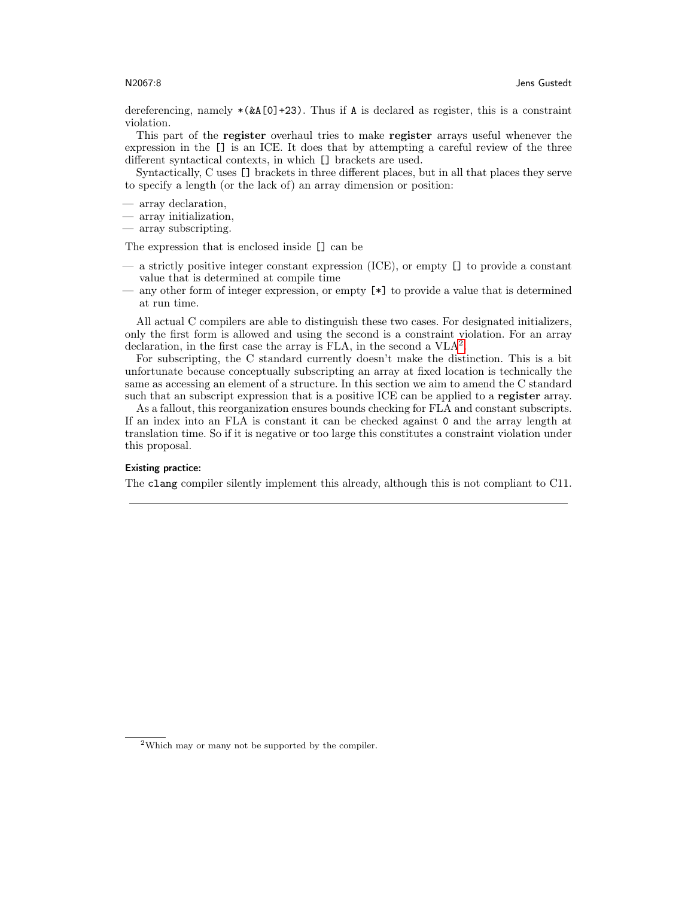dereferencing, namely `*(&A[0]+23)`. Thus if `A` is declared as register, this is a constraint violation.

This part of the **register** overhaul tries to make **register** arrays useful whenever the expression in the `[]` is an ICE. It does that by attempting a careful review of the three different syntactical contexts, in which `[]` brackets are used.

Syntactically, C uses `[]` brackets in three different places, but in all that places they serve to specify a length (or the lack of) an array dimension or position:

— array declaration,
— array initialization,
— array subscripting.

The expression that is enclosed inside `[]` can be

— a strictly positive integer constant expression (ICE), or empty `[]` to provide a constant value that is determined at compile time
— any other form of integer expression, or empty `[*]` to provide a value that is determined at run time.

All actual C compilers are able to distinguish these two cases. For designated initializers, only the first form is allowed and using the second is a constraint violation. For an array declaration, in the first case the array is FLA, in the second a VLA[2].

For subscripting, the C standard currently doesn't make the distinction. This is a bit unfortunate because conceptually subscripting an array at fixed location is technically the same as accessing an element of a structure. In this section we aim to amend the C standard such that an subscript expression that is a positive ICE can be applied to a **register** array.

As a fallout, this reorganization ensures bounds checking for FLA and constant subscripts. If an index into an FLA is constant it can be checked against `0` and the array length at translation time. So if it is negative or too large this constitutes a constraint violation under this proposal.

**Existing practice:**

The `clang` compiler silently implement this already, although this is not compliant to C11.

---

[2] Which may or many not be supported by the compiler.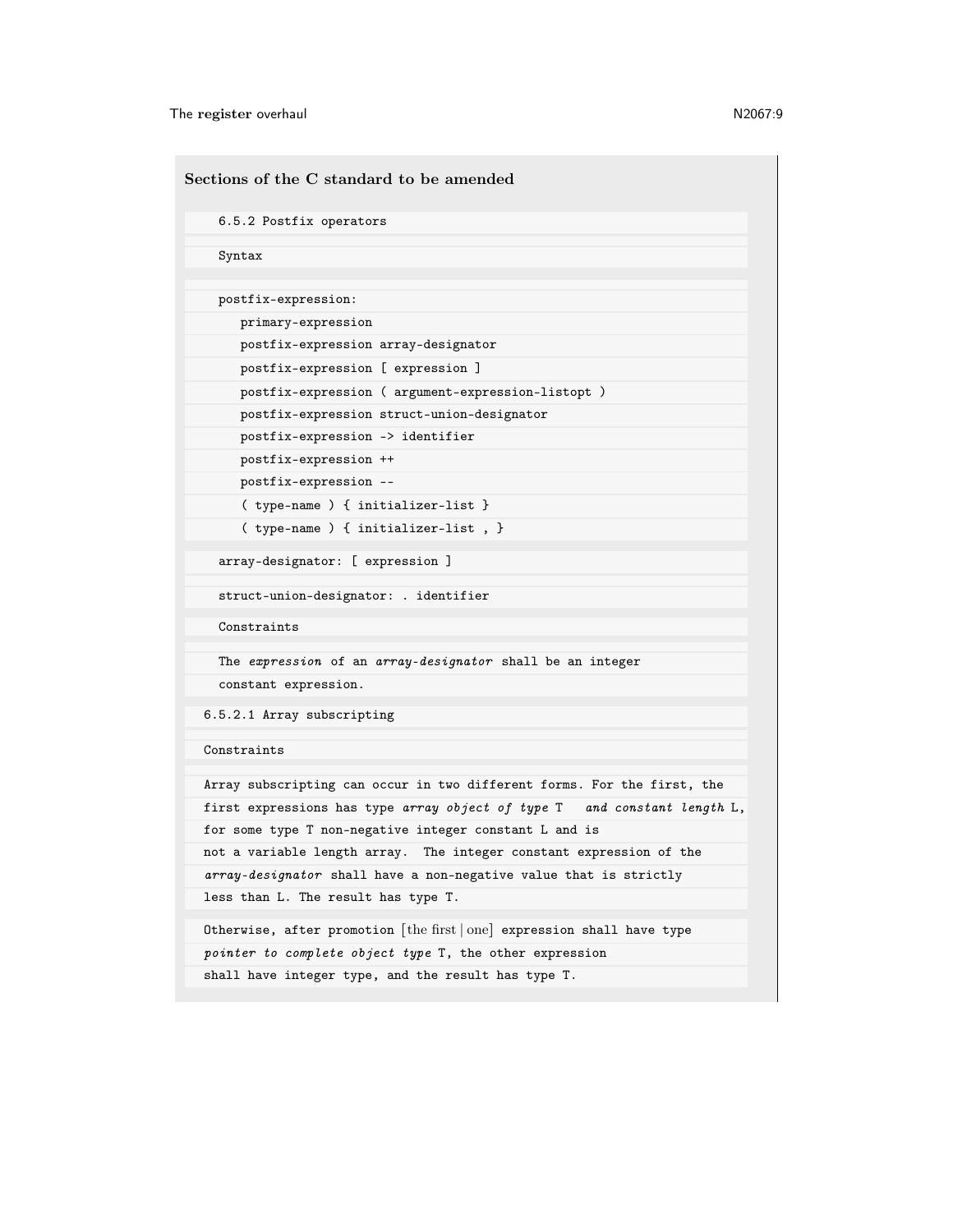## Sections of the C standard to be amended

```
6.5.2 Postfix operators

Syntax

postfix-expression:
   primary-expression
   postfix-expression array-designator
   postfix-expression [ expression ]
   postfix-expression ( argument-expression-listopt )
   postfix-expression struct-union-designator
   postfix-expression -> identifier
   postfix-expression ++
   postfix-expression --
   ( type-name ) { initializer-list }
   ( type-name ) { initializer-list , }

array-designator: [ expression ]

struct-union-designator: . identifier

Constraints
```

The *expression* of an *array-designator* shall be an integer constant expression.

6.5.2.1 Array subscripting

Constraints

Array subscripting can occur in two different forms. For the first, the first expressions has type *array object of type* T *and constant length* L, for some type T non-negative integer constant L and is not a variable length array. The integer constant expression of the *array-designator* shall have a non-negative value that is strictly less than L. The result has type T.

Otherwise, after promotion [the first | one] expression shall have type *pointer to complete object type* T, the other expression shall have integer type, and the result has type T.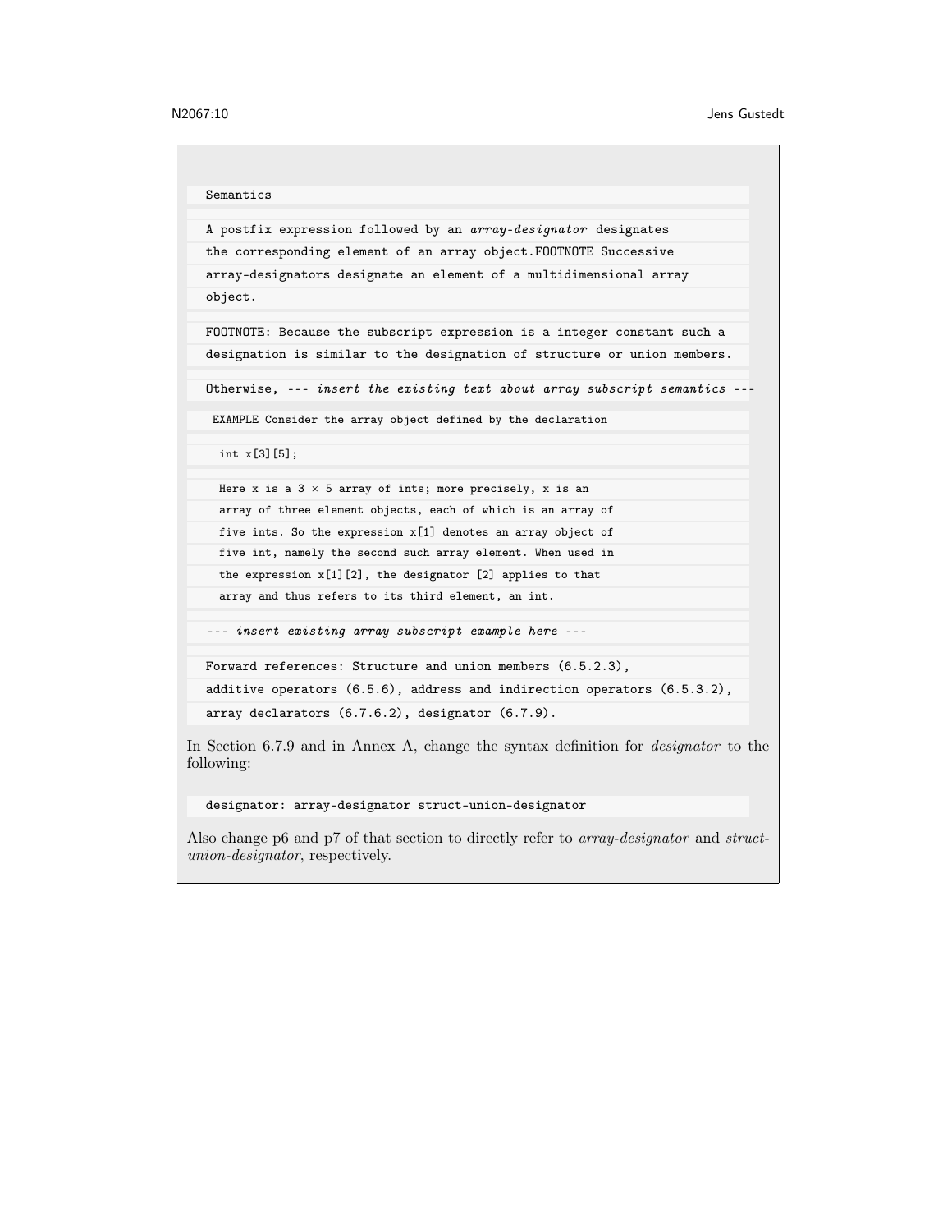```
Semantics

A postfix expression followed by an array-designator designates
the corresponding element of an array object.FOOTNOTE Successive
array-designators designate an element of a multidimensional array
object.

FOOTNOTE: Because the subscript expression is a integer constant such a
designation is similar to the designation of structure or union members.

Otherwise, --- insert the existing text about array subscript semantics ---

 EXAMPLE Consider the array object defined by the declaration

  int x[3][5];

  Here x is a 3 × 5 array of ints; more precisely, x is an
  array of three element objects, each of which is an array of
  five ints. So the expression x[1] denotes an array object of
  five int, namely the second such array element. When used in
  the expression x[1][2], the designator [2] applies to that
  array and thus refers to its third element, an int.

--- insert existing array subscript example here ---

Forward references: Structure and union members (6.5.2.3),
additive operators (6.5.6), address and indirection operators (6.5.3.2),
array declarators (6.7.6.2), designator (6.7.9).
```

In Section 6.7.9 and in Annex A, change the syntax definition for *designator* to the following:

```
designator: array-designator struct-union-designator
```

Also change p6 and p7 of that section to directly refer to *array-designator* and *struct-union-designator*, respectively.